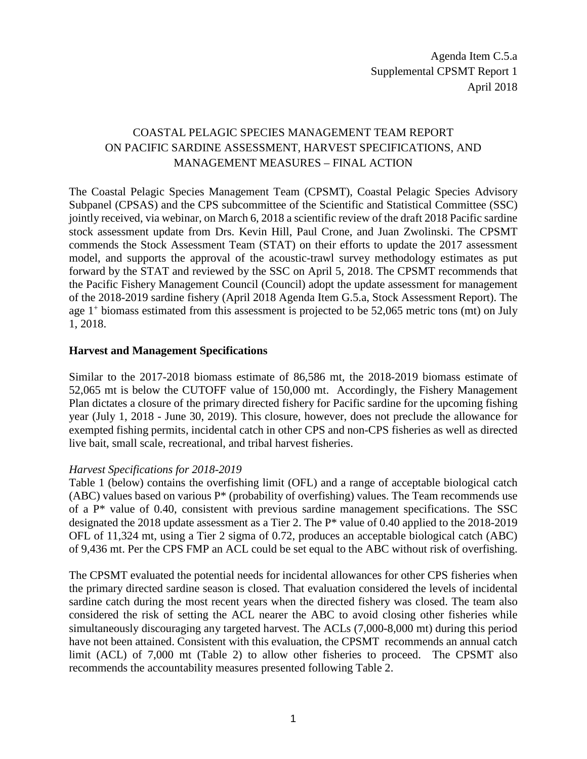Agenda Item C.5.a
Supplemental CPSMT Report 1
April 2018

# COASTAL PELAGIC SPECIES MANAGEMENT TEAM REPORT ON PACIFIC SARDINE ASSESSMENT, HARVEST SPECIFICATIONS, AND MANAGEMENT MEASURES – FINAL ACTION

The Coastal Pelagic Species Management Team (CPSMT), Coastal Pelagic Species Advisory Subpanel (CPSAS) and the CPS subcommittee of the Scientific and Statistical Committee (SSC) jointly received, via webinar, on March 6, 2018 a scientific review of the draft 2018 Pacific sardine stock assessment update from Drs. Kevin Hill, Paul Crone, and Juan Zwolinski. The CPSMT commends the Stock Assessment Team (STAT) on their efforts to update the 2017 assessment model, and supports the approval of the acoustic-trawl survey methodology estimates as put forward by the STAT and reviewed by the SSC on April 5, 2018. The CPSMT recommends that the Pacific Fishery Management Council (Council) adopt the update assessment for management of the 2018-2019 sardine fishery (April 2018 Agenda Item G.5.a, Stock Assessment Report). The age $1^+$ biomass estimated from this assessment is projected to be 52,065 metric tons (mt) on July 1, 2018.

## Harvest and Management Specifications

Similar to the 2017-2018 biomass estimate of 86,586 mt, the 2018-2019 biomass estimate of 52,065 mt is below the CUTOFF value of 150,000 mt. Accordingly, the Fishery Management Plan dictates a closure of the primary directed fishery for Pacific sardine for the upcoming fishing year (July 1, 2018 - June 30, 2019). This closure, however, does not preclude the allowance for exempted fishing permits, incidental catch in other CPS and non-CPS fisheries as well as directed live bait, small scale, recreational, and tribal harvest fisheries.

### *Harvest Specifications for 2018-2019*

Table 1 (below) contains the overfishing limit (OFL) and a range of acceptable biological catch (ABC) values based on various P* (probability of overfishing) values. The Team recommends use of a P* value of 0.40, consistent with previous sardine management specifications. The SSC designated the 2018 update assessment as a Tier 2. The P* value of 0.40 applied to the 2018-2019 OFL of 11,324 mt, using a Tier 2 sigma of 0.72, produces an acceptable biological catch (ABC) of 9,436 mt. Per the CPS FMP an ACL could be set equal to the ABC without risk of overfishing.

The CPSMT evaluated the potential needs for incidental allowances for other CPS fisheries when the primary directed sardine season is closed. That evaluation considered the levels of incidental sardine catch during the most recent years when the directed fishery was closed. The team also considered the risk of setting the ACL nearer the ABC to avoid closing other fisheries while simultaneously discouraging any targeted harvest. The ACLs (7,000-8,000 mt) during this period have not been attained. Consistent with this evaluation, the CPSMT recommends an annual catch limit (ACL) of 7,000 mt (Table 2) to allow other fisheries to proceed. The CPSMT also recommends the accountability measures presented following Table 2.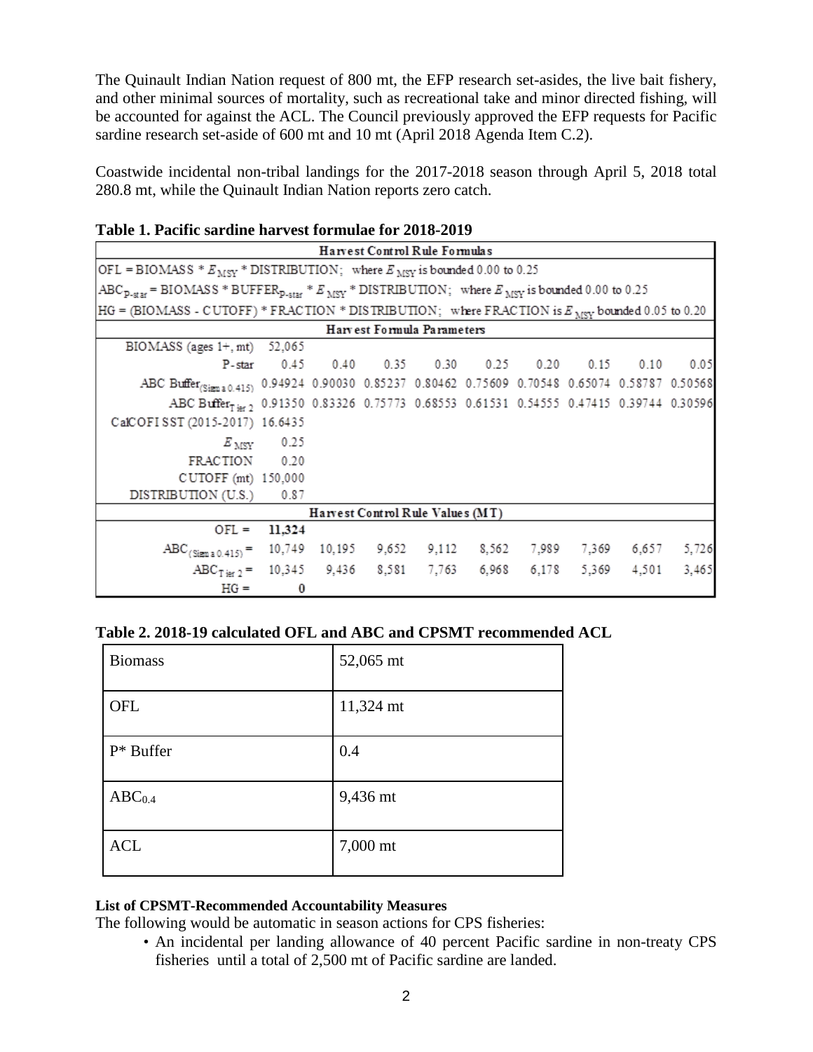The Quinault Indian Nation request of 800 mt, the EFP research set-asides, the live bait fishery, and other minimal sources of mortality, such as recreational take and minor directed fishing, will be accounted for against the ACL. The Council previously approved the EFP requests for Pacific sardine research set-aside of 600 mt and 10 mt (April 2018 Agenda Item C.2).

Coastwide incidental non-tribal landings for the 2017-2018 season through April 5, 2018 total 280.8 mt, while the Quinault Indian Nation reports zero catch.

**Table 1. Pacific sardine harvest formulae for 2018-2019**

| Harvest Control Rule Formulas | | | | | | | | | |
|---|---|---|---|---|---|---|---|---|---|
| OFL = BIOMASS * $E_{MSY}$ * DISTRIBUTION; where $E_{MSY}$ is bounded 0.00 to 0.25 | | | | | | | | | |
| $ABC_{P\text{-}star}$ = BIOMASS * $BUFFER_{P\text{-}star}$ * $E_{MSY}$ * DISTRIBUTION; where $E_{MSY}$ is bounded 0.00 to 0.25 | | | | | | | | | |
| HG = (BIOMASS - CUTOFF) * FRACTION * DISTRIBUTION; where FRACTION is $E_{MSY}$ bounded 0.05 to 0.20 | | | | | | | | | |
| **Harvest Formula Parameters** | | | | | | | | | |
| BIOMASS (ages 1+, mt) | 52,065 | | | | | | | | |
| P-star | 0.45 | 0.40 | 0.35 | 0.30 | 0.25 | 0.20 | 0.15 | 0.10 | 0.05 |
| ABC $Buffer_{(Sigma\ 0.415)}$ | 0.94924 | 0.90030 | 0.85237 | 0.80462 | 0.75609 | 0.70548 | 0.65074 | 0.58787 | 0.50568 |
| ABC $Buffer_{Tier\ 2}$ | 0.91350 | 0.83326 | 0.75773 | 0.68553 | 0.61531 | 0.54555 | 0.47415 | 0.39744 | 0.30596 |
| CalCOFI SST (2015-2017) | 16.6435 | | | | | | | | |
| $E_{MSY}$ | 0.25 | | | | | | | | |
| FRACTION | 0.20 | | | | | | | | |
| CUTOFF (mt) | 150,000 | | | | | | | | |
| DISTRIBUTION (U.S.) | 0.87 | | | | | | | | |
| **Harvest Control Rule Values (MT)** | | | | | | | | | |
| OFL = | **11,324** | | | | | | | | |
| $ABC_{(Sigma\ 0.415)}$ = | 10,749 | 10,195 | 9,652 | 9,112 | 8,562 | 7,989 | 7,369 | 6,657 | 5,726 |
| $ABC_{Tier\ 2}$ = | 10,345 | 9,436 | 8,581 | 7,763 | 6,968 | 6,178 | 5,369 | 4,501 | 3,465 |
| HG = | 0 | | | | | | | | |

**Table 2. 2018-19 calculated OFL and ABC and CPSMT recommended ACL**

| | |
|---|---|
| Biomass | 52,065 mt |
| OFL | 11,324 mt |
| P* Buffer | 0.4 |
| $ABC_{0.4}$ | 9,436 mt |
| ACL | 7,000 mt |

**List of CPSMT-Recommended Accountability Measures**

The following would be automatic in season actions for CPS fisheries:

- An incidental per landing allowance of 40 percent Pacific sardine in non-treaty CPS fisheries until a total of 2,500 mt of Pacific sardine are landed.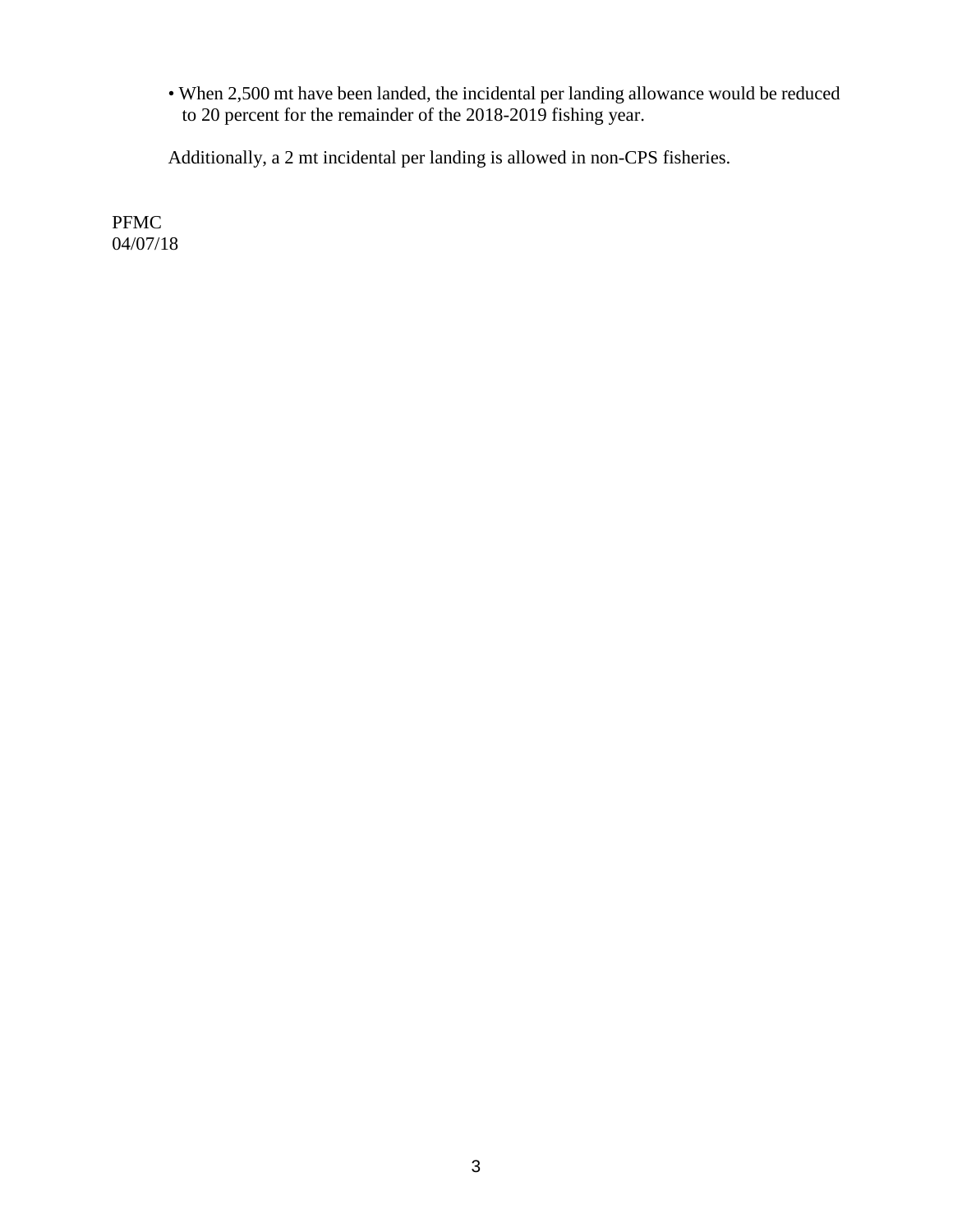- When 2,500 mt have been landed, the incidental per landing allowance would be reduced to 20 percent for the remainder of the 2018-2019 fishing year.

Additionally, a 2 mt incidental per landing is allowed in non-CPS fisheries.

PFMC
04/07/18